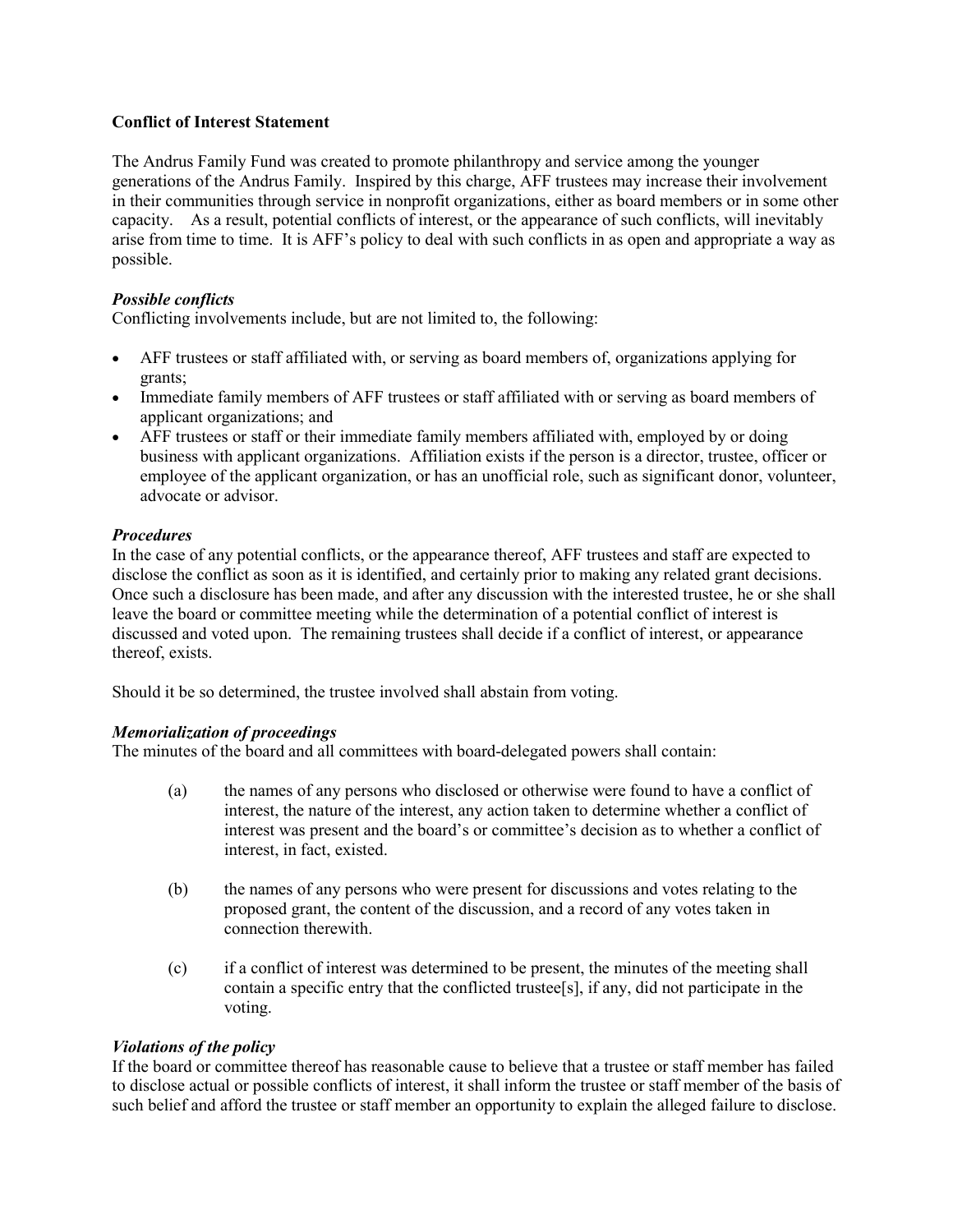**Conflict of Interest Statement**

The Andrus Family Fund was created to promote philanthropy and service among the younger generations of the Andrus Family. Inspired by this charge, AFF trustees may increase their involvement in their communities through service in nonprofit organizations, either as board members or in some other capacity. As a result, potential conflicts of interest, or the appearance of such conflicts, will inevitably arise from time to time. It is AFF's policy to deal with such conflicts in as open and appropriate a way as possible.

***Possible conflicts***
Conflicting involvements include, but are not limited to, the following:

- AFF trustees or staff affiliated with, or serving as board members of, organizations applying for grants;
- Immediate family members of AFF trustees or staff affiliated with or serving as board members of applicant organizations; and
- AFF trustees or staff or their immediate family members affiliated with, employed by or doing business with applicant organizations. Affiliation exists if the person is a director, trustee, officer or employee of the applicant organization, or has an unofficial role, such as significant donor, volunteer, advocate or advisor.

***Procedures***
In the case of any potential conflicts, or the appearance thereof, AFF trustees and staff are expected to disclose the conflict as soon as it is identified, and certainly prior to making any related grant decisions. Once such a disclosure has been made, and after any discussion with the interested trustee, he or she shall leave the board or committee meeting while the determination of a potential conflict of interest is discussed and voted upon. The remaining trustees shall decide if a conflict of interest, or appearance thereof, exists.

Should it be so determined, the trustee involved shall abstain from voting.

***Memorialization of proceedings***
The minutes of the board and all committees with board-delegated powers shall contain:

(a) the names of any persons who disclosed or otherwise were found to have a conflict of interest, the nature of the interest, any action taken to determine whether a conflict of interest was present and the board's or committee's decision as to whether a conflict of interest, in fact, existed.

(b) the names of any persons who were present for discussions and votes relating to the proposed grant, the content of the discussion, and a record of any votes taken in connection therewith.

(c) if a conflict of interest was determined to be present, the minutes of the meeting shall contain a specific entry that the conflicted trustee[s], if any, did not participate in the voting.

***Violations of the policy***
If the board or committee thereof has reasonable cause to believe that a trustee or staff member has failed to disclose actual or possible conflicts of interest, it shall inform the trustee or staff member of the basis of such belief and afford the trustee or staff member an opportunity to explain the alleged failure to disclose.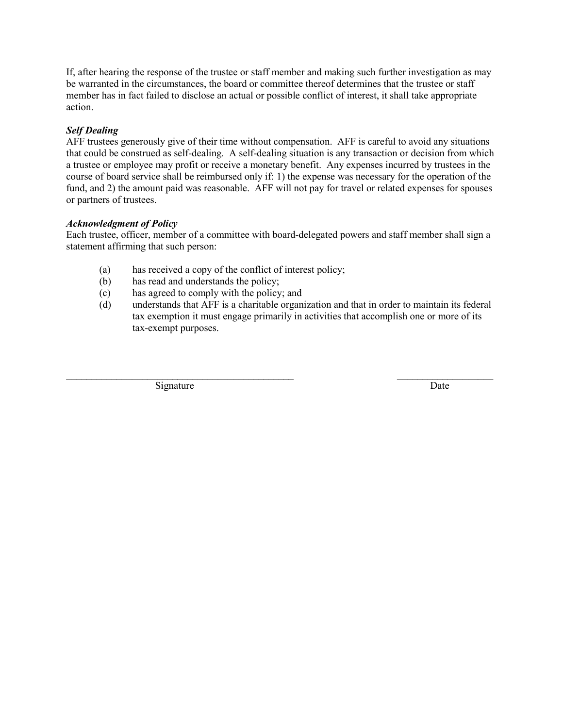If, after hearing the response of the trustee or staff member and making such further investigation as may be warranted in the circumstances, the board or committee thereof determines that the trustee or staff member has in fact failed to disclose an actual or possible conflict of interest, it shall take appropriate action.

***Self Dealing***

AFF trustees generously give of their time without compensation. AFF is careful to avoid any situations that could be construed as self-dealing. A self-dealing situation is any transaction or decision from which a trustee or employee may profit or receive a monetary benefit. Any expenses incurred by trustees in the course of board service shall be reimbursed only if: 1) the expense was necessary for the operation of the fund, and 2) the amount paid was reasonable. AFF will not pay for travel or related expenses for spouses or partners of trustees.

***Acknowledgment of Policy***

Each trustee, officer, member of a committee with board-delegated powers and staff member shall sign a statement affirming that such person:

(a) has received a copy of the conflict of interest policy;
(b) has read and understands the policy;
(c) has agreed to comply with the policy; and
(d) understands that AFF is a charitable organization and that in order to maintain its federal tax exemption it must engage primarily in activities that accomplish one or more of its tax-exempt purposes.

_______________________________________________ ____________________
Signature Date